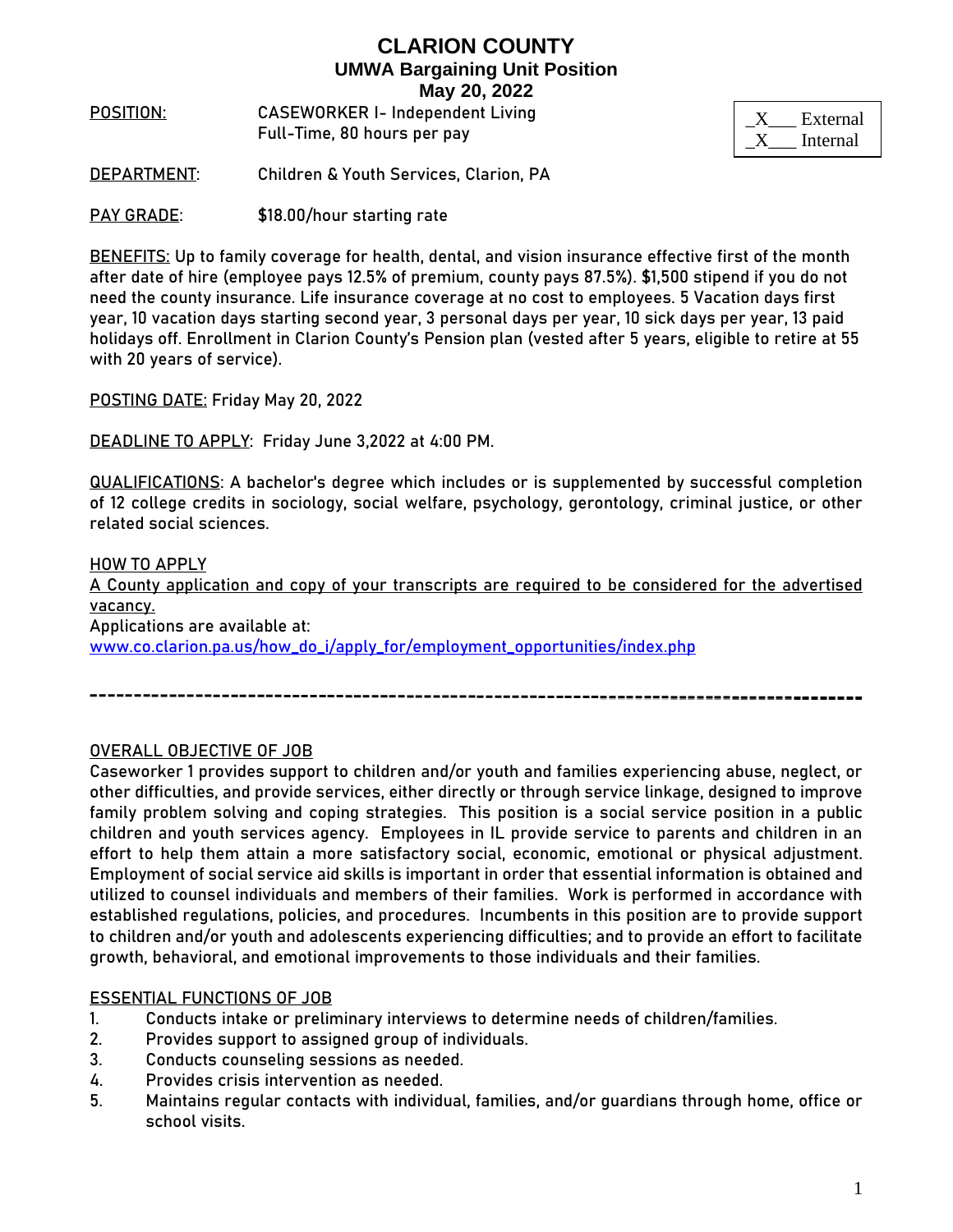# CLARION COUNTY

## UMWA Bargaining Unit Position

**May 20, 2022**

| | |
|---|---|
| _X___ External | |
| _X___ Internal | |

POSITION: CASEWORKER I- Independent Living
Full-Time, 80 hours per pay

DEPARTMENT: Children & Youth Services, Clarion, PA

PAY GRADE: $18.00/hour starting rate

BENEFITS: Up to family coverage for health, dental, and vision insurance effective first of the month after date of hire (employee pays 12.5% of premium, county pays 87.5%). $1,500 stipend if you do not need the county insurance. Life insurance coverage at no cost to employees. 5 Vacation days first year, 10 vacation days starting second year, 3 personal days per year, 10 sick days per year, 13 paid holidays off. Enrollment in Clarion County's Pension plan (vested after 5 years, eligible to retire at 55 with 20 years of service).

POSTING DATE: Friday May 20, 2022

DEADLINE TO APPLY: Friday June 3,2022 at 4:00 PM.

QUALIFICATIONS: A bachelor's degree which includes or is supplemented by successful completion of 12 college credits in sociology, social welfare, psychology, gerontology, criminal justice, or other related social sciences.

HOW TO APPLY

A County application and copy of your transcripts are required to be considered for the advertised vacancy.

Applications are available at:
www.co.clarion.pa.us/how_do_i/apply_for/employment_opportunities/index.php

---

OVERALL OBJECTIVE OF JOB

Caseworker 1 provides support to children and/or youth and families experiencing abuse, neglect, or other difficulties, and provide services, either directly or through service linkage, designed to improve family problem solving and coping strategies. This position is a social service position in a public children and youth services agency. Employees in IL provide service to parents and children in an effort to help them attain a more satisfactory social, economic, emotional or physical adjustment. Employment of social service aid skills is important in order that essential information is obtained and utilized to counsel individuals and members of their families. Work is performed in accordance with established regulations, policies, and procedures. Incumbents in this position are to provide support to children and/or youth and adolescents experiencing difficulties; and to provide an effort to facilitate growth, behavioral, and emotional improvements to those individuals and their families.

ESSENTIAL FUNCTIONS OF JOB

1. Conducts intake or preliminary interviews to determine needs of children/families.
2. Provides support to assigned group of individuals.
3. Conducts counseling sessions as needed.
4. Provides crisis intervention as needed.
5. Maintains regular contacts with individual, families, and/or guardians through home, office or school visits.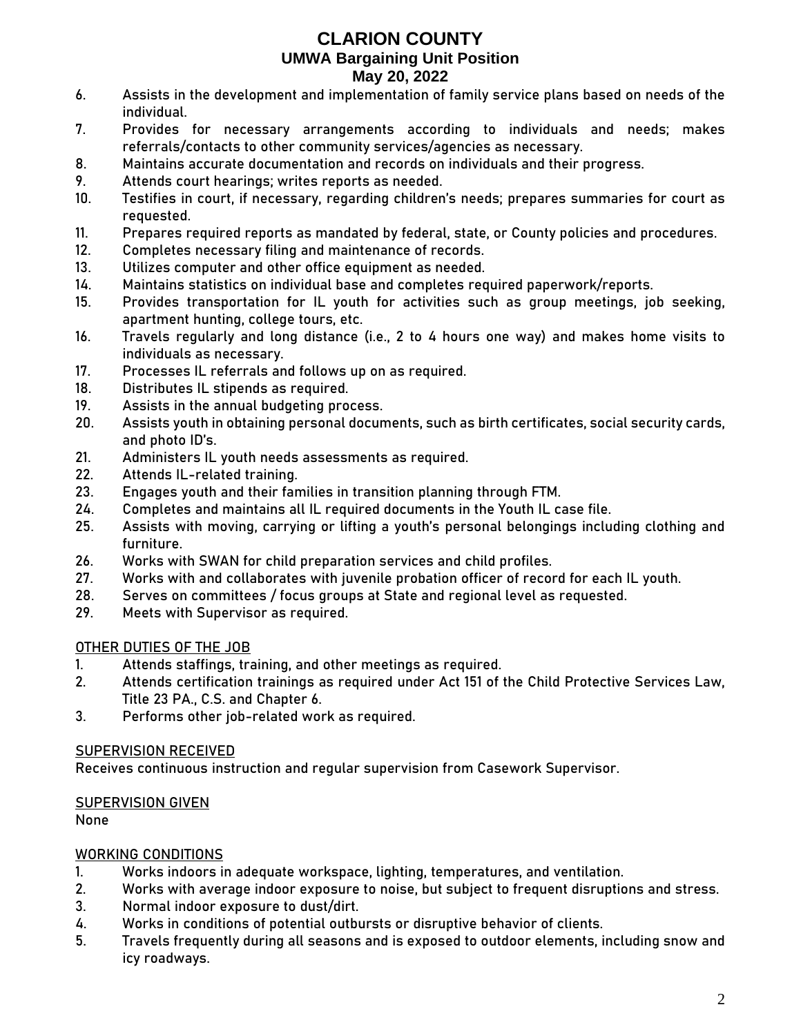6. Assists in the development and implementation of family service plans based on needs of the individual.
7. Provides for necessary arrangements according to individuals and needs; makes referrals/contacts to other community services/agencies as necessary.
8. Maintains accurate documentation and records on individuals and their progress.
9. Attends court hearings; writes reports as needed.
10. Testifies in court, if necessary, regarding children's needs; prepares summaries for court as requested.
11. Prepares required reports as mandated by federal, state, or County policies and procedures.
12. Completes necessary filing and maintenance of records.
13. Utilizes computer and other office equipment as needed.
14. Maintains statistics on individual base and completes required paperwork/reports.
15. Provides transportation for IL youth for activities such as group meetings, job seeking, apartment hunting, college tours, etc.
16. Travels regularly and long distance (i.e., 2 to 4 hours one way) and makes home visits to individuals as necessary.
17. Processes IL referrals and follows up on as required.
18. Distributes IL stipends as required.
19. Assists in the annual budgeting process.
20. Assists youth in obtaining personal documents, such as birth certificates, social security cards, and photo ID's.
21. Administers IL youth needs assessments as required.
22. Attends IL-related training.
23. Engages youth and their families in transition planning through FTM.
24. Completes and maintains all IL required documents in the Youth IL case file.
25. Assists with moving, carrying or lifting a youth's personal belongings including clothing and furniture.
26. Works with SWAN for child preparation services and child profiles.
27. Works with and collaborates with juvenile probation officer of record for each IL youth.
28. Serves on committees / focus groups at State and regional level as requested.
29. Meets with Supervisor as required.

## OTHER DUTIES OF THE JOB

1. Attends staffings, training, and other meetings as required.
2. Attends certification trainings as required under Act 151 of the Child Protective Services Law, Title 23 PA., C.S. and Chapter 6.
3. Performs other job-related work as required.

## SUPERVISION RECEIVED

Receives continuous instruction and regular supervision from Casework Supervisor.

## SUPERVISION GIVEN

None

## WORKING CONDITIONS

1. Works indoors in adequate workspace, lighting, temperatures, and ventilation.
2. Works with average indoor exposure to noise, but subject to frequent disruptions and stress.
3. Normal indoor exposure to dust/dirt.
4. Works in conditions of potential outbursts or disruptive behavior of clients.
5. Travels frequently during all seasons and is exposed to outdoor elements, including snow and icy roadways.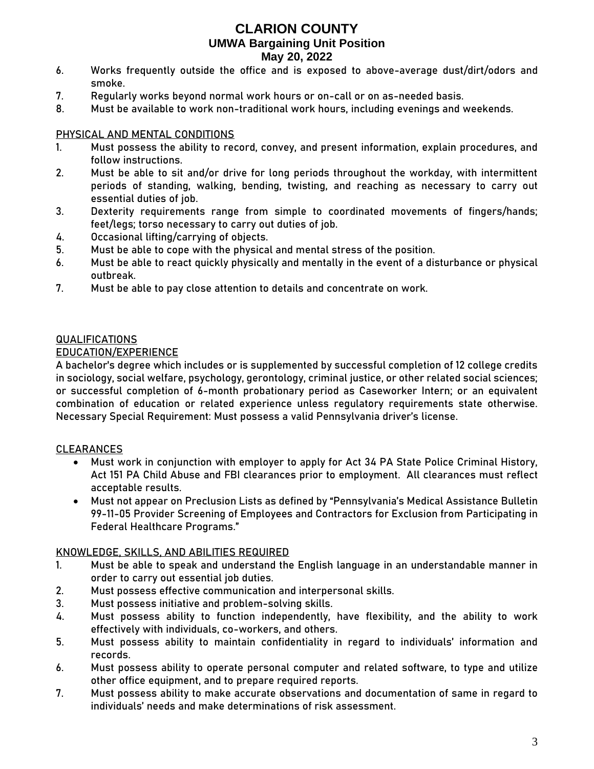6. Works frequently outside the office and is exposed to above-average dust/dirt/odors and smoke.
7. Regularly works beyond normal work hours or on-call or on as-needed basis.
8. Must be available to work non-traditional work hours, including evenings and weekends.

<u>PHYSICAL AND MENTAL CONDITIONS</u>

1. Must possess the ability to record, convey, and present information, explain procedures, and follow instructions.
2. Must be able to sit and/or drive for long periods throughout the workday, with intermittent periods of standing, walking, bending, twisting, and reaching as necessary to carry out essential duties of job.
3. Dexterity requirements range from simple to coordinated movements of fingers/hands; feet/legs; torso necessary to carry out duties of job.
4. Occasional lifting/carrying of objects.
5. Must be able to cope with the physical and mental stress of the position.
6. Must be able to react quickly physically and mentally in the event of a disturbance or physical outbreak.
7. Must be able to pay close attention to details and concentrate on work.

<u>QUALIFICATIONS</u>

<u>EDUCATION/EXPERIENCE</u>

A bachelor's degree which includes or is supplemented by successful completion of 12 college credits in sociology, social welfare, psychology, gerontology, criminal justice, or other related social sciences; or successful completion of 6-month probationary period as Caseworker Intern; or an equivalent combination of education or related experience unless regulatory requirements state otherwise. Necessary Special Requirement: Must possess a valid Pennsylvania driver's license.

<u>CLEARANCES</u>

- Must work in conjunction with employer to apply for Act 34 PA State Police Criminal History, Act 151 PA Child Abuse and FBI clearances prior to employment. All clearances must reflect acceptable results.
- Must not appear on Preclusion Lists as defined by "Pennsylvania's Medical Assistance Bulletin 99-11-05 Provider Screening of Employees and Contractors for Exclusion from Participating in Federal Healthcare Programs."

<u>KNOWLEDGE, SKILLS, AND ABILITIES REQUIRED</u>

1. Must be able to speak and understand the English language in an understandable manner in order to carry out essential job duties.
2. Must possess effective communication and interpersonal skills.
3. Must possess initiative and problem-solving skills.
4. Must possess ability to function independently, have flexibility, and the ability to work effectively with individuals, co-workers, and others.
5. Must possess ability to maintain confidentiality in regard to individuals' information and records.
6. Must possess ability to operate personal computer and related software, to type and utilize other office equipment, and to prepare required reports.
7. Must possess ability to make accurate observations and documentation of same in regard to individuals' needs and make determinations of risk assessment.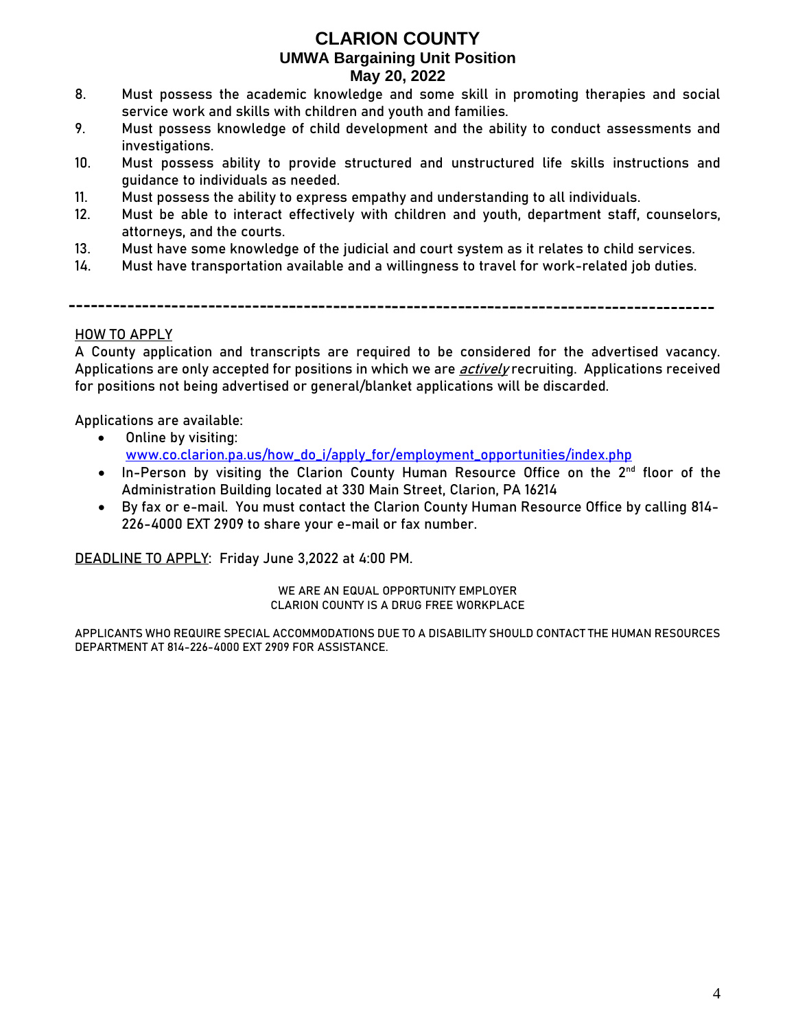8. Must possess the academic knowledge and some skill in promoting therapies and social service work and skills with children and youth and families.
9. Must possess knowledge of child development and the ability to conduct assessments and investigations.
10. Must possess ability to provide structured and unstructured life skills instructions and guidance to individuals as needed.
11. Must possess the ability to express empathy and understanding to all individuals.
12. Must be able to interact effectively with children and youth, department staff, counselors, attorneys, and the courts.
13. Must have some knowledge of the judicial and court system as it relates to child services.
14. Must have transportation available and a willingness to travel for work-related job duties.

---

HOW TO APPLY

A County application and transcripts are required to be considered for the advertised vacancy. Applications are only accepted for positions in which we are ***actively*** recruiting. Applications received for positions not being advertised or general/blanket applications will be discarded.

Applications are available:

- Online by visiting: www.co.clarion.pa.us/how_do_i/apply_for/employment_opportunities/index.php
- In-Person by visiting the Clarion County Human Resource Office on the 2nd floor of the Administration Building located at 330 Main Street, Clarion, PA 16214
- By fax or e-mail. You must contact the Clarion County Human Resource Office by calling 814-226-4000 EXT 2909 to share your e-mail or fax number.

DEADLINE TO APPLY: Friday June 3,2022 at 4:00 PM.

WE ARE AN EQUAL OPPORTUNITY EMPLOYER
CLARION COUNTY IS A DRUG FREE WORKPLACE

APPLICANTS WHO REQUIRE SPECIAL ACCOMMODATIONS DUE TO A DISABILITY SHOULD CONTACT THE HUMAN RESOURCES DEPARTMENT AT 814-226-4000 EXT 2909 FOR ASSISTANCE.